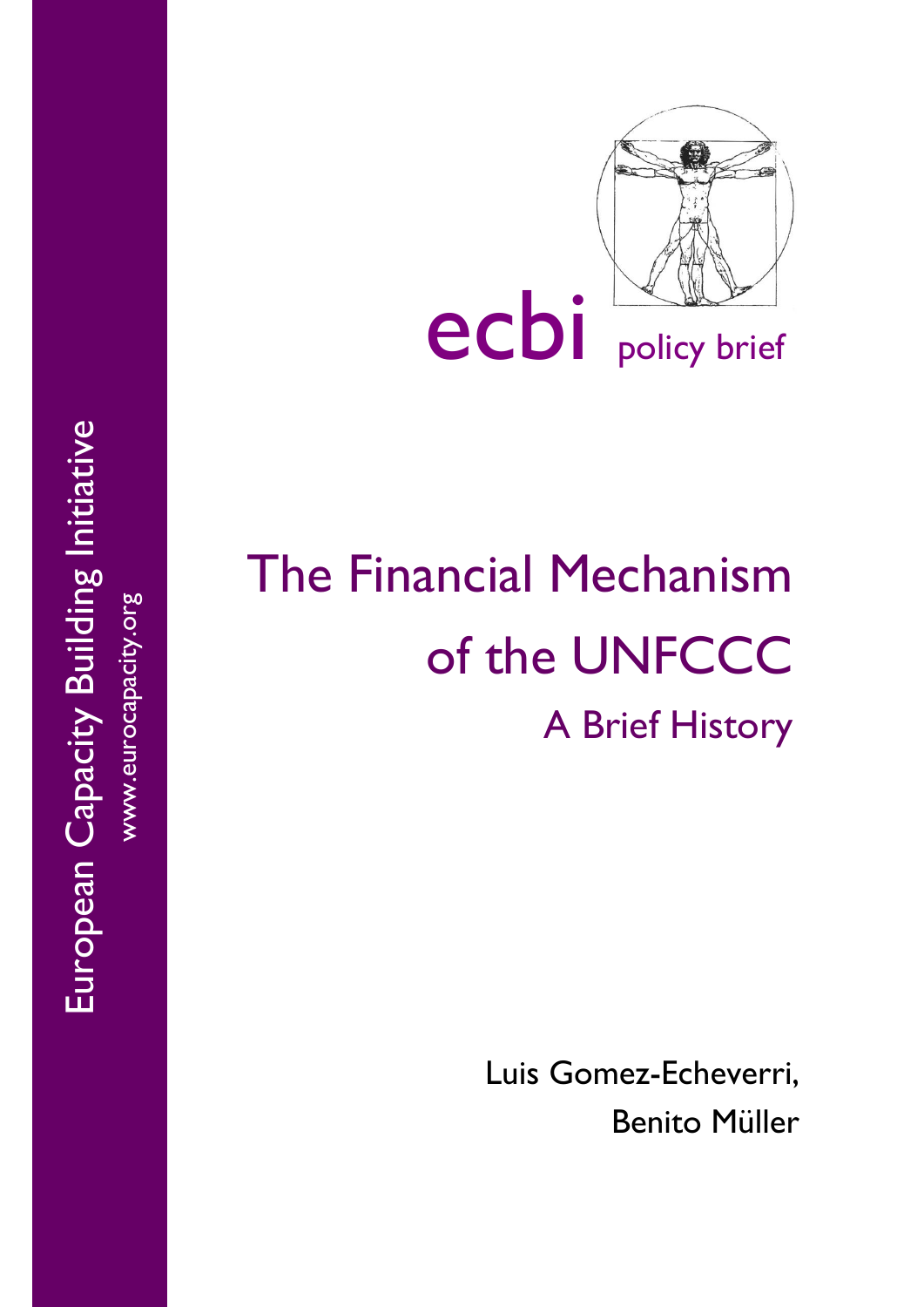European Capacity Building Initiative

www.eurocapacity.org

ecbi policy brief

# The Financial Mechanism of the UNFCCC

## A Brief History

Luis Gomez-Echeverri,
Benito Müller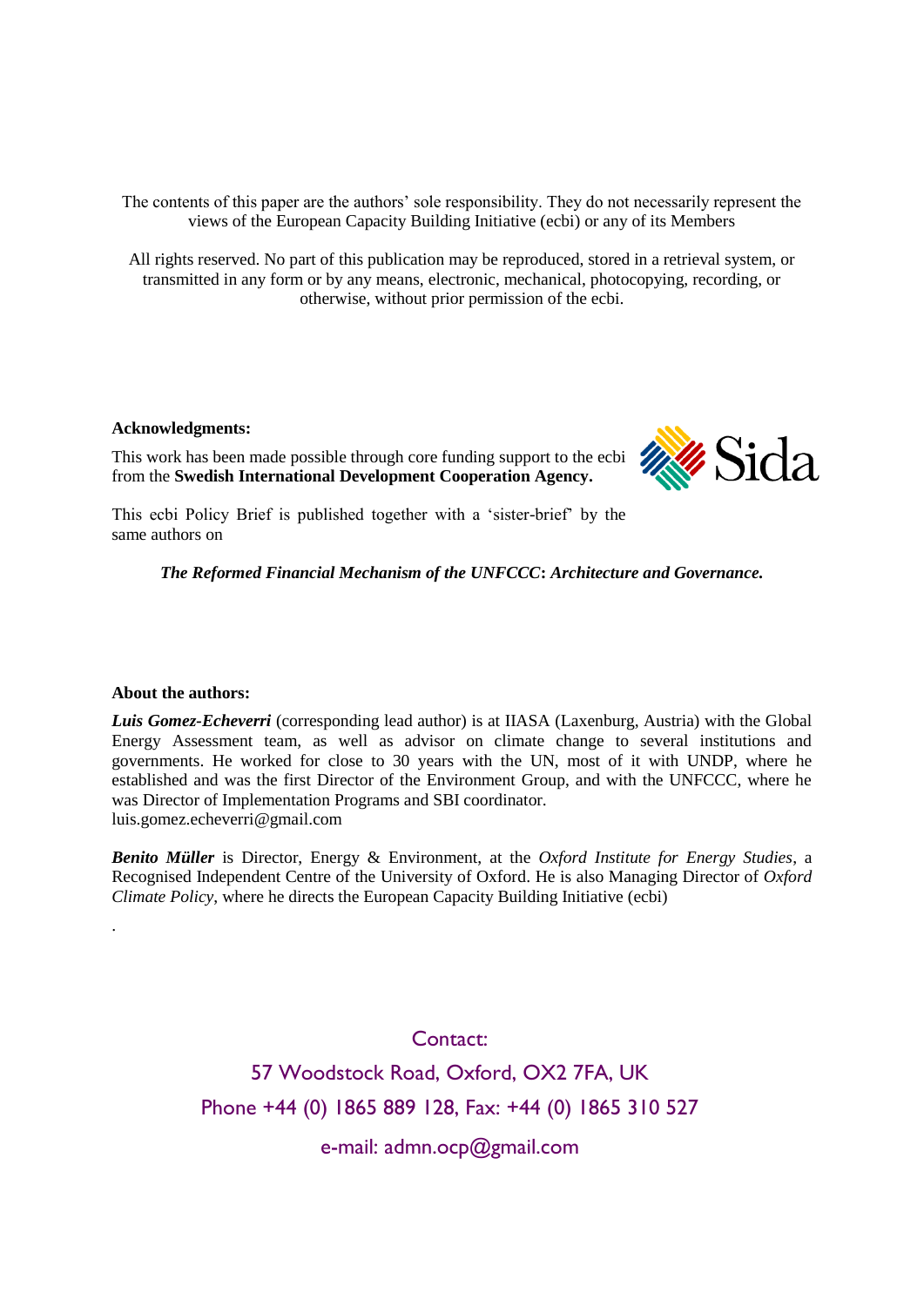The contents of this paper are the authors' sole responsibility. They do not necessarily represent the views of the European Capacity Building Initiative (ecbi) or any of its Members

All rights reserved. No part of this publication may be reproduced, stored in a retrieval system, or transmitted in any form or by any means, electronic, mechanical, photocopying, recording, or otherwise, without prior permission of the ecbi.

**Acknowledgments:**

This work has been made possible through core funding support to the ecbi from the **Swedish International Development Cooperation Agency.**

Sida

This ecbi Policy Brief is published together with a 'sister-brief' by the same authors on

***The Reformed Financial Mechanism of the UNFCCC: Architecture and Governance.***

**About the authors:**

***Luis Gomez-Echeverri*** (corresponding lead author) is at IIASA (Laxenburg, Austria) with the Global Energy Assessment team, as well as advisor on climate change to several institutions and governments. He worked for close to 30 years with the UN, most of it with UNDP, where he established and was the first Director of the Environment Group, and with the UNFCCC, where he was Director of Implementation Programs and SBI coordinator.
luis.gomez.echeverri@gmail.com

***Benito Müller*** is Director, Energy & Environment, at the *Oxford Institute for Energy Studies*, a Recognised Independent Centre of the University of Oxford. He is also Managing Director of *Oxford Climate Policy*, where he directs the European Capacity Building Initiative (ecbi)

.

Contact:

57 Woodstock Road, Oxford, OX2 7FA, UK

Phone +44 (0) 1865 889 128, Fax: +44 (0) 1865 310 527

e-mail: admn.ocp@gmail.com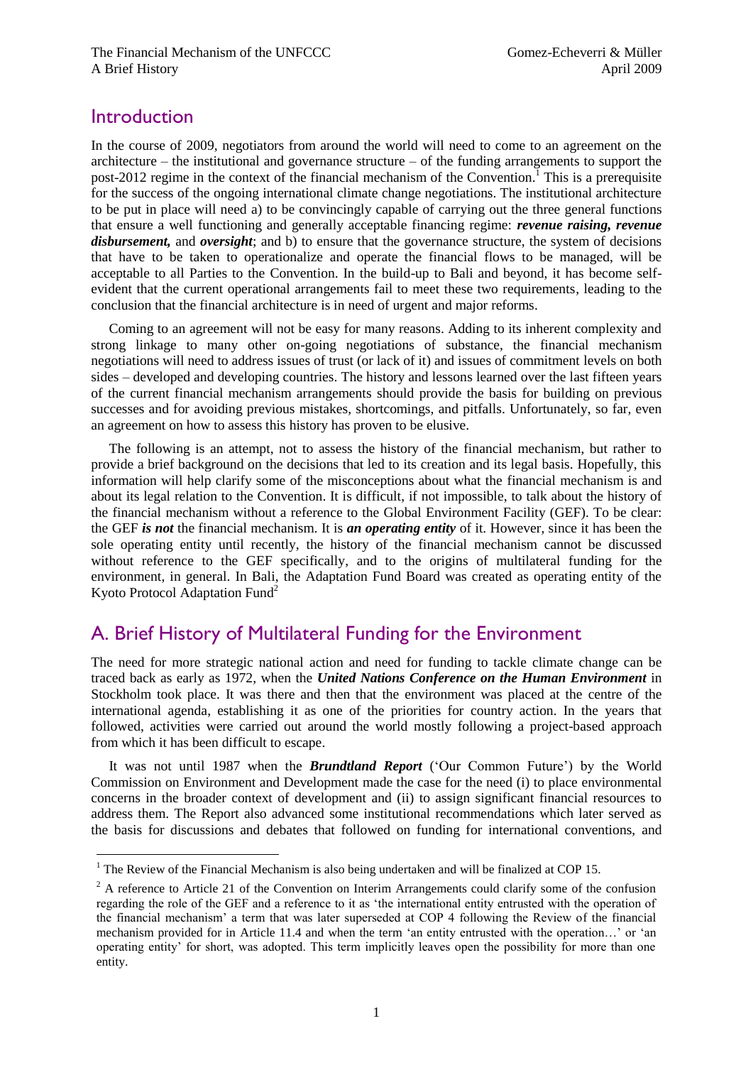## Introduction

In the course of 2009, negotiators from around the world will need to come to an agreement on the architecture – the institutional and governance structure – of the funding arrangements to support the post-2012 regime in the context of the financial mechanism of the Convention.[1] This is a prerequisite for the success of the ongoing international climate change negotiations. The institutional architecture to be put in place will need a) to be convincingly capable of carrying out the three general functions that ensure a well functioning and generally acceptable financing regime: ***revenue raising, revenue disbursement,*** and ***oversight***; and b) to ensure that the governance structure, the system of decisions that have to be taken to operationalize and operate the financial flows to be managed, will be acceptable to all Parties to the Convention. In the build-up to Bali and beyond, it has become self-evident that the current operational arrangements fail to meet these two requirements, leading to the conclusion that the financial architecture is in need of urgent and major reforms.

Coming to an agreement will not be easy for many reasons. Adding to its inherent complexity and strong linkage to many other on-going negotiations of substance, the financial mechanism negotiations will need to address issues of trust (or lack of it) and issues of commitment levels on both sides – developed and developing countries. The history and lessons learned over the last fifteen years of the current financial mechanism arrangements should provide the basis for building on previous successes and for avoiding previous mistakes, shortcomings, and pitfalls. Unfortunately, so far, even an agreement on how to assess this history has proven to be elusive.

The following is an attempt, not to assess the history of the financial mechanism, but rather to provide a brief background on the decisions that led to its creation and its legal basis. Hopefully, this information will help clarify some of the misconceptions about what the financial mechanism is and about its legal relation to the Convention. It is difficult, if not impossible, to talk about the history of the financial mechanism without a reference to the Global Environment Facility (GEF). To be clear: the GEF ***is not*** the financial mechanism. It is ***an operating entity*** of it. However, since it has been the sole operating entity until recently, the history of the financial mechanism cannot be discussed without reference to the GEF specifically, and to the origins of multilateral funding for the environment, in general. In Bali, the Adaptation Fund Board was created as operating entity of the Kyoto Protocol Adaptation Fund[2]

## A. Brief History of Multilateral Funding for the Environment

The need for more strategic national action and need for funding to tackle climate change can be traced back as early as 1972, when the ***United Nations Conference on the Human Environment*** in Stockholm took place. It was there and then that the environment was placed at the centre of the international agenda, establishing it as one of the priorities for country action. In the years that followed, activities were carried out around the world mostly following a project-based approach from which it has been difficult to escape.

It was not until 1987 when the ***Brundtland Report*** ('Our Common Future') by the World Commission on Environment and Development made the case for the need (i) to place environmental concerns in the broader context of development and (ii) to assign significant financial resources to address them. The Report also advanced some institutional recommendations which later served as the basis for discussions and debates that followed on funding for international conventions, and

---

[1] The Review of the Financial Mechanism is also being undertaken and will be finalized at COP 15.

[2] A reference to Article 21 of the Convention on Interim Arrangements could clarify some of the confusion regarding the role of the GEF and a reference to it as 'the international entity entrusted with the operation of the financial mechanism' a term that was later superseded at COP 4 following the Review of the financial mechanism provided for in Article 11.4 and when the term 'an entity entrusted with the operation…' or 'an operating entity' for short, was adopted. This term implicitly leaves open the possibility for more than one entity.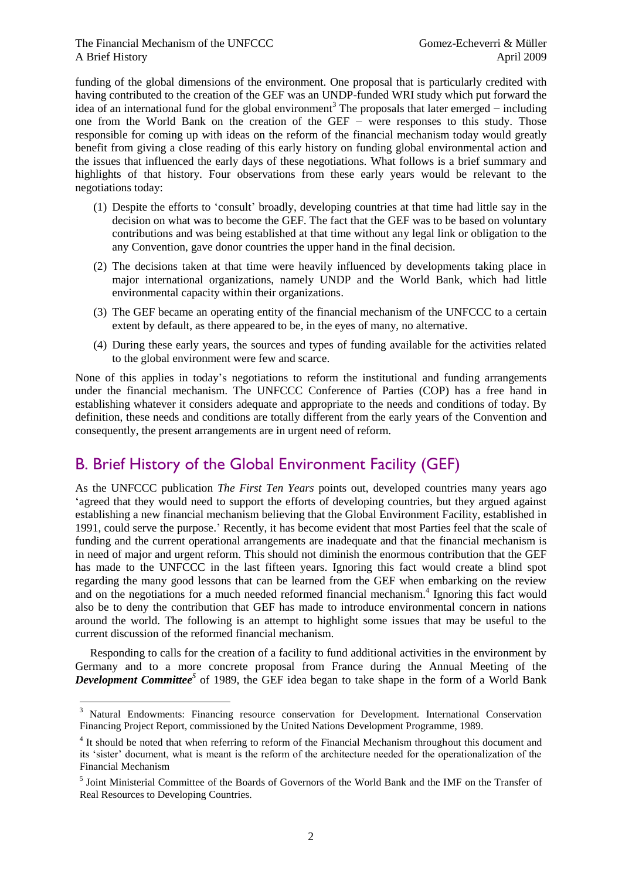funding of the global dimensions of the environment. One proposal that is particularly credited with having contributed to the creation of the GEF was an UNDP-funded WRI study which put forward the idea of an international fund for the global environment[3] The proposals that later emerged − including one from the World Bank on the creation of the GEF − were responses to this study. Those responsible for coming up with ideas on the reform of the financial mechanism today would greatly benefit from giving a close reading of this early history on funding global environmental action and the issues that influenced the early days of these negotiations. What follows is a brief summary and highlights of that history. Four observations from these early years would be relevant to the negotiations today:

(1) Despite the efforts to 'consult' broadly, developing countries at that time had little say in the decision on what was to become the GEF. The fact that the GEF was to be based on voluntary contributions and was being established at that time without any legal link or obligation to the any Convention, gave donor countries the upper hand in the final decision.

(2) The decisions taken at that time were heavily influenced by developments taking place in major international organizations, namely UNDP and the World Bank, which had little environmental capacity within their organizations.

(3) The GEF became an operating entity of the financial mechanism of the UNFCCC to a certain extent by default, as there appeared to be, in the eyes of many, no alternative.

(4) During these early years, the sources and types of funding available for the activities related to the global environment were few and scarce.

None of this applies in today's negotiations to reform the institutional and funding arrangements under the financial mechanism. The UNFCCC Conference of Parties (COP) has a free hand in establishing whatever it considers adequate and appropriate to the needs and conditions of today. By definition, these needs and conditions are totally different from the early years of the Convention and consequently, the present arrangements are in urgent need of reform.

## B. Brief History of the Global Environment Facility (GEF)

As the UNFCCC publication *The First Ten Years* points out, developed countries many years ago 'agreed that they would need to support the efforts of developing countries, but they argued against establishing a new financial mechanism believing that the Global Environment Facility, established in 1991, could serve the purpose.' Recently, it has become evident that most Parties feel that the scale of funding and the current operational arrangements are inadequate and that the financial mechanism is in need of major and urgent reform. This should not diminish the enormous contribution that the GEF has made to the UNFCCC in the last fifteen years. Ignoring this fact would create a blind spot regarding the many good lessons that can be learned from the GEF when embarking on the review and on the negotiations for a much needed reformed financial mechanism.[4] Ignoring this fact would also be to deny the contribution that GEF has made to introduce environmental concern in nations around the world. The following is an attempt to highlight some issues that may be useful to the current discussion of the reformed financial mechanism.

Responding to calls for the creation of a facility to fund additional activities in the environment by Germany and to a more concrete proposal from France during the Annual Meeting of the ***Development Committee***[5] of 1989, the GEF idea began to take shape in the form of a World Bank

---

[3] Natural Endowments: Financing resource conservation for Development. International Conservation Financing Project Report, commissioned by the United Nations Development Programme, 1989.

[4] It should be noted that when referring to reform of the Financial Mechanism throughout this document and its 'sister' document, what is meant is the reform of the architecture needed for the operationalization of the Financial Mechanism

[5] Joint Ministerial Committee of the Boards of Governors of the World Bank and the IMF on the Transfer of Real Resources to Developing Countries.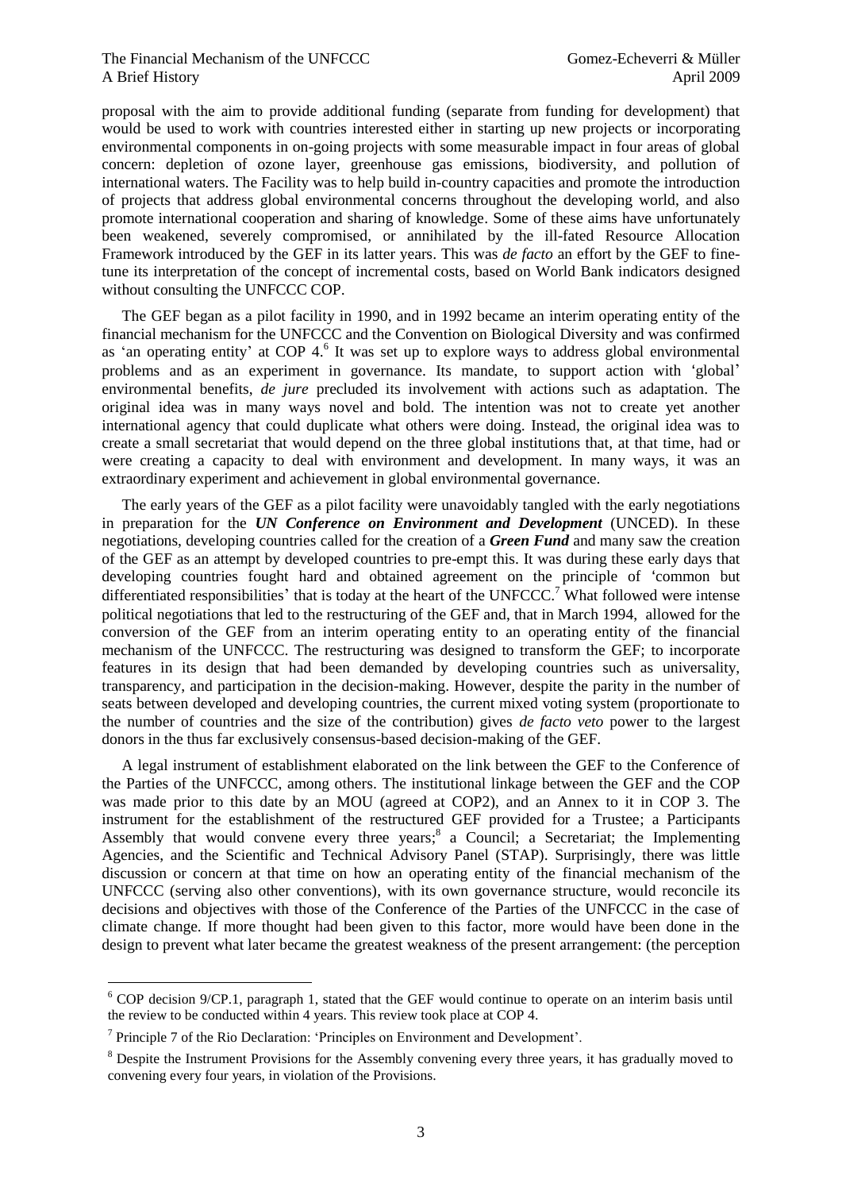proposal with the aim to provide additional funding (separate from funding for development) that would be used to work with countries interested either in starting up new projects or incorporating environmental components in on-going projects with some measurable impact in four areas of global concern: depletion of ozone layer, greenhouse gas emissions, biodiversity, and pollution of international waters. The Facility was to help build in-country capacities and promote the introduction of projects that address global environmental concerns throughout the developing world, and also promote international cooperation and sharing of knowledge. Some of these aims have unfortunately been weakened, severely compromised, or annihilated by the ill-fated Resource Allocation Framework introduced by the GEF in its latter years. This was *de facto* an effort by the GEF to fine-tune its interpretation of the concept of incremental costs, based on World Bank indicators designed without consulting the UNFCCC COP.

The GEF began as a pilot facility in 1990, and in 1992 became an interim operating entity of the financial mechanism for the UNFCCC and the Convention on Biological Diversity and was confirmed as 'an operating entity' at COP 4.[6] It was set up to explore ways to address global environmental problems and as an experiment in governance. Its mandate, to support action with 'global' environmental benefits, *de jure* precluded its involvement with actions such as adaptation. The original idea was in many ways novel and bold. The intention was not to create yet another international agency that could duplicate what others were doing. Instead, the original idea was to create a small secretariat that would depend on the three global institutions that, at that time, had or were creating a capacity to deal with environment and development. In many ways, it was an extraordinary experiment and achievement in global environmental governance.

The early years of the GEF as a pilot facility were unavoidably tangled with the early negotiations in preparation for the ***UN Conference on Environment and Development*** (UNCED). In these negotiations, developing countries called for the creation of a ***Green Fund*** and many saw the creation of the GEF as an attempt by developed countries to pre-empt this. It was during these early days that developing countries fought hard and obtained agreement on the principle of 'common but differentiated responsibilities' that is today at the heart of the UNFCCC.[7] What followed were intense political negotiations that led to the restructuring of the GEF and, that in March 1994, allowed for the conversion of the GEF from an interim operating entity to an operating entity of the financial mechanism of the UNFCCC. The restructuring was designed to transform the GEF; to incorporate features in its design that had been demanded by developing countries such as universality, transparency, and participation in the decision-making. However, despite the parity in the number of seats between developed and developing countries, the current mixed voting system (proportionate to the number of countries and the size of the contribution) gives *de facto veto* power to the largest donors in the thus far exclusively consensus-based decision-making of the GEF.

A legal instrument of establishment elaborated on the link between the GEF to the Conference of the Parties of the UNFCCC, among others. The institutional linkage between the GEF and the COP was made prior to this date by an MOU (agreed at COP2), and an Annex to it in COP 3. The instrument for the establishment of the restructured GEF provided for a Trustee; a Participants Assembly that would convene every three years;[8] a Council; a Secretariat; the Implementing Agencies, and the Scientific and Technical Advisory Panel (STAP). Surprisingly, there was little discussion or concern at that time on how an operating entity of the financial mechanism of the UNFCCC (serving also other conventions), with its own governance structure, would reconcile its decisions and objectives with those of the Conference of the Parties of the UNFCCC in the case of climate change. If more thought had been given to this factor, more would have been done in the design to prevent what later became the greatest weakness of the present arrangement: (the perception

---

[6] COP decision 9/CP.1, paragraph 1, stated that the GEF would continue to operate on an interim basis until the review to be conducted within 4 years. This review took place at COP 4.

[7] Principle 7 of the Rio Declaration: 'Principles on Environment and Development'.

[8] Despite the Instrument Provisions for the Assembly convening every three years, it has gradually moved to convening every four years, in violation of the Provisions.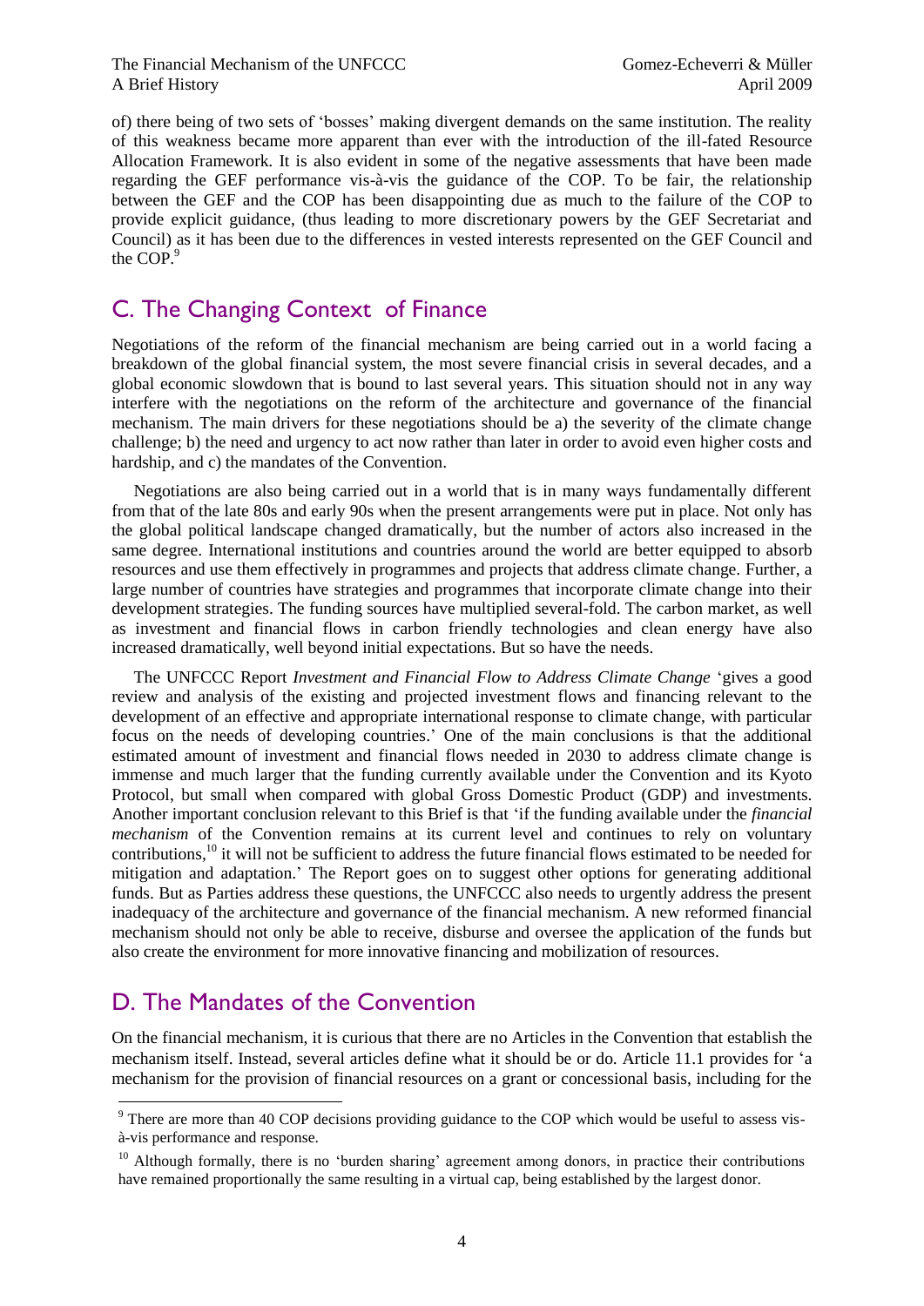of) there being of two sets of 'bosses' making divergent demands on the same institution. The reality of this weakness became more apparent than ever with the introduction of the ill-fated Resource Allocation Framework. It is also evident in some of the negative assessments that have been made regarding the GEF performance vis-à-vis the guidance of the COP. To be fair, the relationship between the GEF and the COP has been disappointing due as much to the failure of the COP to provide explicit guidance, (thus leading to more discretionary powers by the GEF Secretariat and Council) as it has been due to the differences in vested interests represented on the GEF Council and the COP.[9]

## C. The Changing Context of Finance

Negotiations of the reform of the financial mechanism are being carried out in a world facing a breakdown of the global financial system, the most severe financial crisis in several decades, and a global economic slowdown that is bound to last several years. This situation should not in any way interfere with the negotiations on the reform of the architecture and governance of the financial mechanism. The main drivers for these negotiations should be a) the severity of the climate change challenge; b) the need and urgency to act now rather than later in order to avoid even higher costs and hardship, and c) the mandates of the Convention.

Negotiations are also being carried out in a world that is in many ways fundamentally different from that of the late 80s and early 90s when the present arrangements were put in place. Not only has the global political landscape changed dramatically, but the number of actors also increased in the same degree. International institutions and countries around the world are better equipped to absorb resources and use them effectively in programmes and projects that address climate change. Further, a large number of countries have strategies and programmes that incorporate climate change into their development strategies. The funding sources have multiplied several-fold. The carbon market, as well as investment and financial flows in carbon friendly technologies and clean energy have also increased dramatically, well beyond initial expectations. But so have the needs.

The UNFCCC Report *Investment and Financial Flow to Address Climate Change* 'gives a good review and analysis of the existing and projected investment flows and financing relevant to the development of an effective and appropriate international response to climate change, with particular focus on the needs of developing countries.' One of the main conclusions is that the additional estimated amount of investment and financial flows needed in 2030 to address climate change is immense and much larger that the funding currently available under the Convention and its Kyoto Protocol, but small when compared with global Gross Domestic Product (GDP) and investments. Another important conclusion relevant to this Brief is that 'if the funding available under the *financial mechanism* of the Convention remains at its current level and continues to rely on voluntary contributions,[10] it will not be sufficient to address the future financial flows estimated to be needed for mitigation and adaptation.' The Report goes on to suggest other options for generating additional funds. But as Parties address these questions, the UNFCCC also needs to urgently address the present inadequacy of the architecture and governance of the financial mechanism. A new reformed financial mechanism should not only be able to receive, disburse and oversee the application of the funds but also create the environment for more innovative financing and mobilization of resources.

## D. The Mandates of the Convention

On the financial mechanism, it is curious that there are no Articles in the Convention that establish the mechanism itself. Instead, several articles define what it should be or do. Article 11.1 provides for 'a mechanism for the provision of financial resources on a grant or concessional basis, including for the

---

[9] There are more than 40 COP decisions providing guidance to the COP which would be useful to assess vis-à-vis performance and response.

[10] Although formally, there is no 'burden sharing' agreement among donors, in practice their contributions have remained proportionally the same resulting in a virtual cap, being established by the largest donor.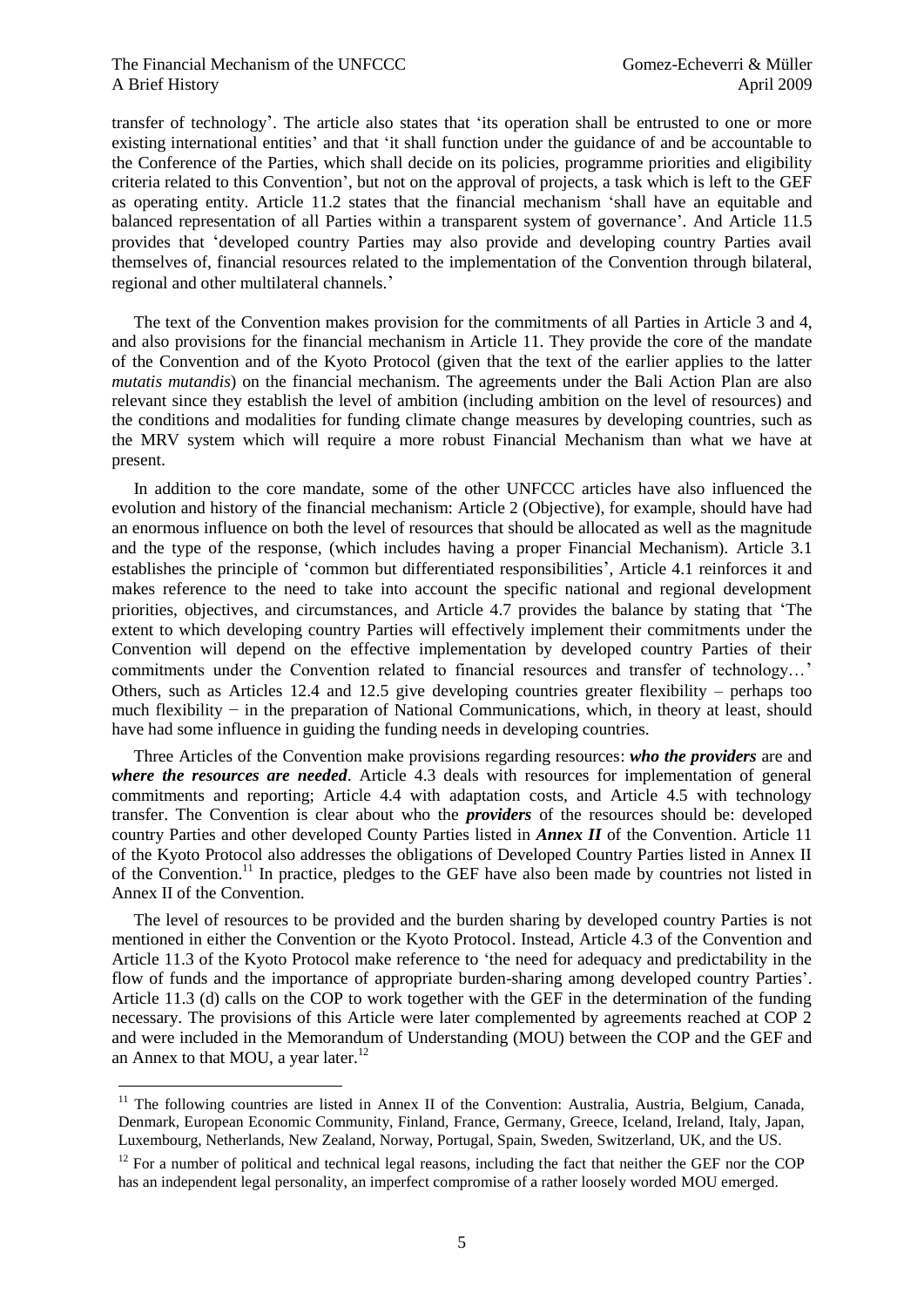transfer of technology'. The article also states that 'its operation shall be entrusted to one or more existing international entities' and that 'it shall function under the guidance of and be accountable to the Conference of the Parties, which shall decide on its policies, programme priorities and eligibility criteria related to this Convention', but not on the approval of projects, a task which is left to the GEF as operating entity. Article 11.2 states that the financial mechanism 'shall have an equitable and balanced representation of all Parties within a transparent system of governance'. And Article 11.5 provides that 'developed country Parties may also provide and developing country Parties avail themselves of, financial resources related to the implementation of the Convention through bilateral, regional and other multilateral channels.'

The text of the Convention makes provision for the commitments of all Parties in Article 3 and 4, and also provisions for the financial mechanism in Article 11. They provide the core of the mandate of the Convention and of the Kyoto Protocol (given that the text of the earlier applies to the latter *mutatis mutandis*) on the financial mechanism. The agreements under the Bali Action Plan are also relevant since they establish the level of ambition (including ambition on the level of resources) and the conditions and modalities for funding climate change measures by developing countries, such as the MRV system which will require a more robust Financial Mechanism than what we have at present.

In addition to the core mandate, some of the other UNFCCC articles have also influenced the evolution and history of the financial mechanism: Article 2 (Objective), for example, should have had an enormous influence on both the level of resources that should be allocated as well as the magnitude and the type of the response, (which includes having a proper Financial Mechanism). Article 3.1 establishes the principle of 'common but differentiated responsibilities', Article 4.1 reinforces it and makes reference to the need to take into account the specific national and regional development priorities, objectives, and circumstances, and Article 4.7 provides the balance by stating that 'The extent to which developing country Parties will effectively implement their commitments under the Convention will depend on the effective implementation by developed country Parties of their commitments under the Convention related to financial resources and transfer of technology…' Others, such as Articles 12.4 and 12.5 give developing countries greater flexibility – perhaps too much flexibility − in the preparation of National Communications, which, in theory at least, should have had some influence in guiding the funding needs in developing countries.

Three Articles of the Convention make provisions regarding resources: ***who the providers*** are and ***where the resources are needed***. Article 4.3 deals with resources for implementation of general commitments and reporting; Article 4.4 with adaptation costs, and Article 4.5 with technology transfer. The Convention is clear about who the ***providers*** of the resources should be: developed country Parties and other developed County Parties listed in ***Annex II*** of the Convention. Article 11 of the Kyoto Protocol also addresses the obligations of Developed Country Parties listed in Annex II of the Convention.[11] In practice, pledges to the GEF have also been made by countries not listed in Annex II of the Convention.

The level of resources to be provided and the burden sharing by developed country Parties is not mentioned in either the Convention or the Kyoto Protocol. Instead, Article 4.3 of the Convention and Article 11.3 of the Kyoto Protocol make reference to 'the need for adequacy and predictability in the flow of funds and the importance of appropriate burden-sharing among developed country Parties'. Article 11.3 (d) calls on the COP to work together with the GEF in the determination of the funding necessary. The provisions of this Article were later complemented by agreements reached at COP 2 and were included in the Memorandum of Understanding (MOU) between the COP and the GEF and an Annex to that MOU, a year later.[12]

---

[11] The following countries are listed in Annex II of the Convention: Australia, Austria, Belgium, Canada, Denmark, European Economic Community, Finland, France, Germany, Greece, Iceland, Ireland, Italy, Japan, Luxembourg, Netherlands, New Zealand, Norway, Portugal, Spain, Sweden, Switzerland, UK, and the US.

[12] For a number of political and technical legal reasons, including the fact that neither the GEF nor the COP has an independent legal personality, an imperfect compromise of a rather loosely worded MOU emerged.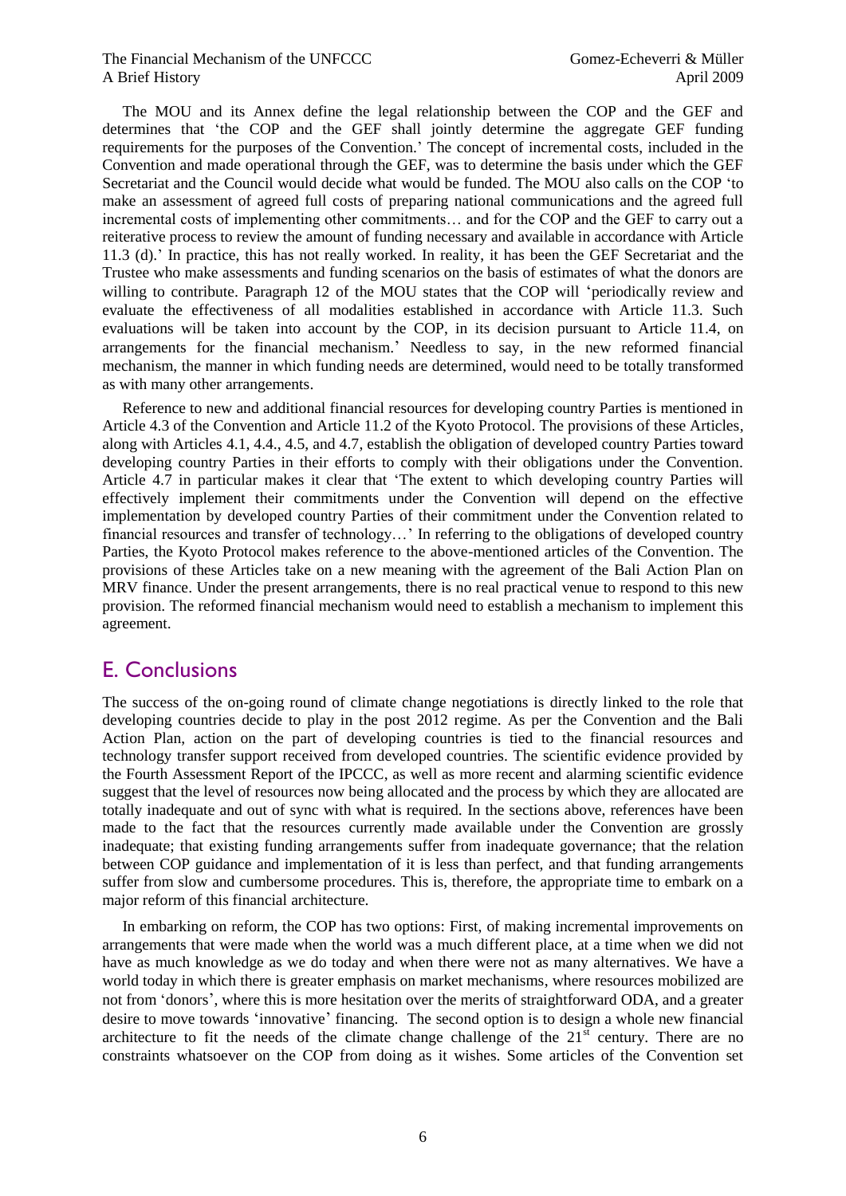The MOU and its Annex define the legal relationship between the COP and the GEF and determines that 'the COP and the GEF shall jointly determine the aggregate GEF funding requirements for the purposes of the Convention.' The concept of incremental costs, included in the Convention and made operational through the GEF, was to determine the basis under which the GEF Secretariat and the Council would decide what would be funded. The MOU also calls on the COP 'to make an assessment of agreed full costs of preparing national communications and the agreed full incremental costs of implementing other commitments… and for the COP and the GEF to carry out a reiterative process to review the amount of funding necessary and available in accordance with Article 11.3 (d).' In practice, this has not really worked. In reality, it has been the GEF Secretariat and the Trustee who make assessments and funding scenarios on the basis of estimates of what the donors are willing to contribute. Paragraph 12 of the MOU states that the COP will 'periodically review and evaluate the effectiveness of all modalities established in accordance with Article 11.3. Such evaluations will be taken into account by the COP, in its decision pursuant to Article 11.4, on arrangements for the financial mechanism.' Needless to say, in the new reformed financial mechanism, the manner in which funding needs are determined, would need to be totally transformed as with many other arrangements.

Reference to new and additional financial resources for developing country Parties is mentioned in Article 4.3 of the Convention and Article 11.2 of the Kyoto Protocol. The provisions of these Articles, along with Articles 4.1, 4.4., 4.5, and 4.7, establish the obligation of developed country Parties toward developing country Parties in their efforts to comply with their obligations under the Convention. Article 4.7 in particular makes it clear that 'The extent to which developing country Parties will effectively implement their commitments under the Convention will depend on the effective implementation by developed country Parties of their commitment under the Convention related to financial resources and transfer of technology…' In referring to the obligations of developed country Parties, the Kyoto Protocol makes reference to the above-mentioned articles of the Convention. The provisions of these Articles take on a new meaning with the agreement of the Bali Action Plan on MRV finance. Under the present arrangements, there is no real practical venue to respond to this new provision. The reformed financial mechanism would need to establish a mechanism to implement this agreement.

## E. Conclusions

The success of the on-going round of climate change negotiations is directly linked to the role that developing countries decide to play in the post 2012 regime. As per the Convention and the Bali Action Plan, action on the part of developing countries is tied to the financial resources and technology transfer support received from developed countries. The scientific evidence provided by the Fourth Assessment Report of the IPCCC, as well as more recent and alarming scientific evidence suggest that the level of resources now being allocated and the process by which they are allocated are totally inadequate and out of sync with what is required. In the sections above, references have been made to the fact that the resources currently made available under the Convention are grossly inadequate; that existing funding arrangements suffer from inadequate governance; that the relation between COP guidance and implementation of it is less than perfect, and that funding arrangements suffer from slow and cumbersome procedures. This is, therefore, the appropriate time to embark on a major reform of this financial architecture.

In embarking on reform, the COP has two options: First, of making incremental improvements on arrangements that were made when the world was a much different place, at a time when we did not have as much knowledge as we do today and when there were not as many alternatives. We have a world today in which there is greater emphasis on market mechanisms, where resources mobilized are not from 'donors', where this is more hesitation over the merits of straightforward ODA, and a greater desire to move towards 'innovative' financing. The second option is to design a whole new financial architecture to fit the needs of the climate change challenge of the 21st century. There are no constraints whatsoever on the COP from doing as it wishes. Some articles of the Convention set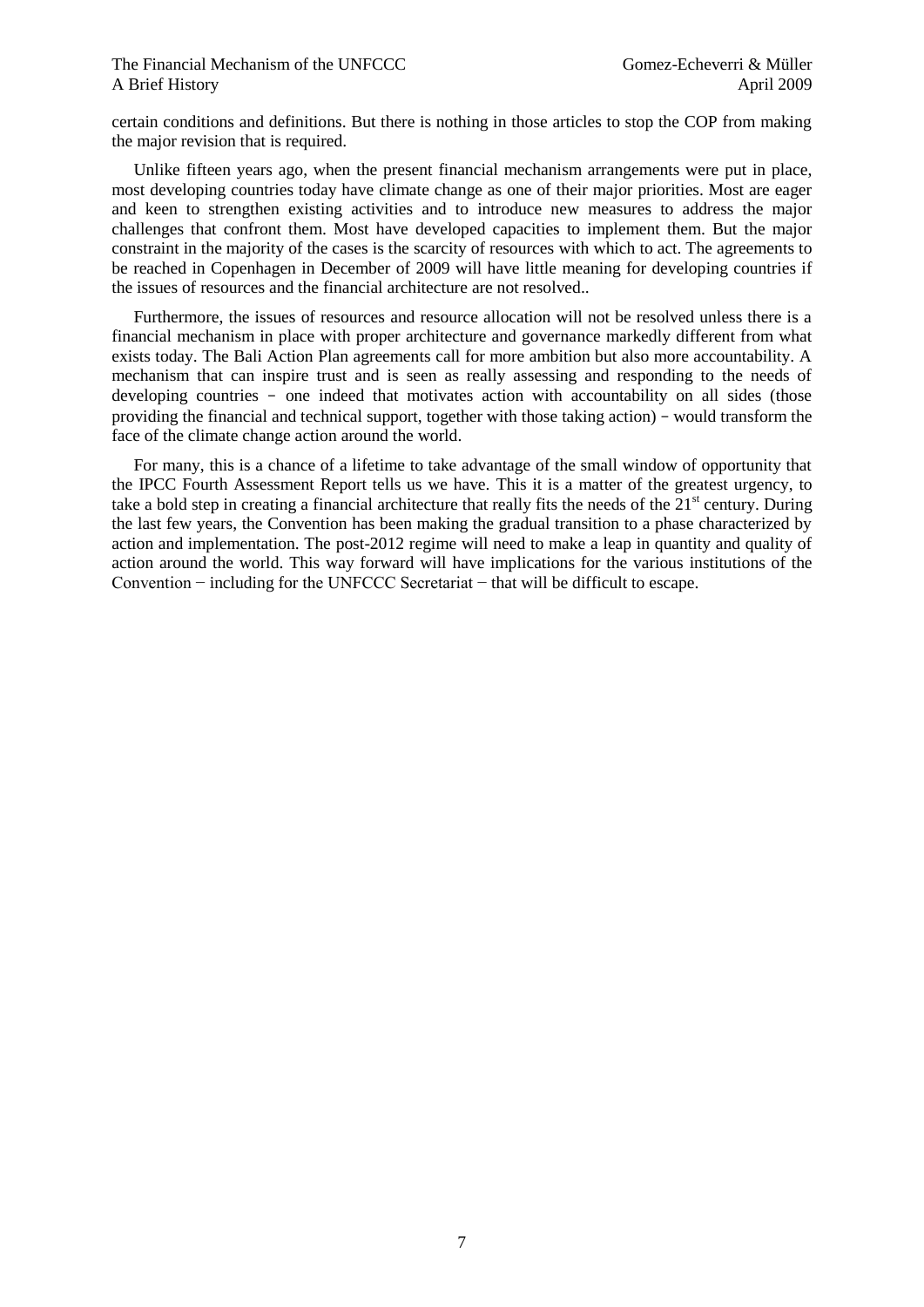certain conditions and definitions. But there is nothing in those articles to stop the COP from making the major revision that is required.

Unlike fifteen years ago, when the present financial mechanism arrangements were put in place, most developing countries today have climate change as one of their major priorities. Most are eager and keen to strengthen existing activities and to introduce new measures to address the major challenges that confront them. Most have developed capacities to implement them. But the major constraint in the majority of the cases is the scarcity of resources with which to act. The agreements to be reached in Copenhagen in December of 2009 will have little meaning for developing countries if the issues of resources and the financial architecture are not resolved..

Furthermore, the issues of resources and resource allocation will not be resolved unless there is a financial mechanism in place with proper architecture and governance markedly different from what exists today. The Bali Action Plan agreements call for more ambition but also more accountability. A mechanism that can inspire trust and is seen as really assessing and responding to the needs of developing countries – one indeed that motivates action with accountability on all sides (those providing the financial and technical support, together with those taking action) – would transform the face of the climate change action around the world.

For many, this is a chance of a lifetime to take advantage of the small window of opportunity that the IPCC Fourth Assessment Report tells us we have. This it is a matter of the greatest urgency, to take a bold step in creating a financial architecture that really fits the needs of the 21st century. During the last few years, the Convention has been making the gradual transition to a phase characterized by action and implementation. The post-2012 regime will need to make a leap in quantity and quality of action around the world. This way forward will have implications for the various institutions of the Convention − including for the UNFCCC Secretariat − that will be difficult to escape.